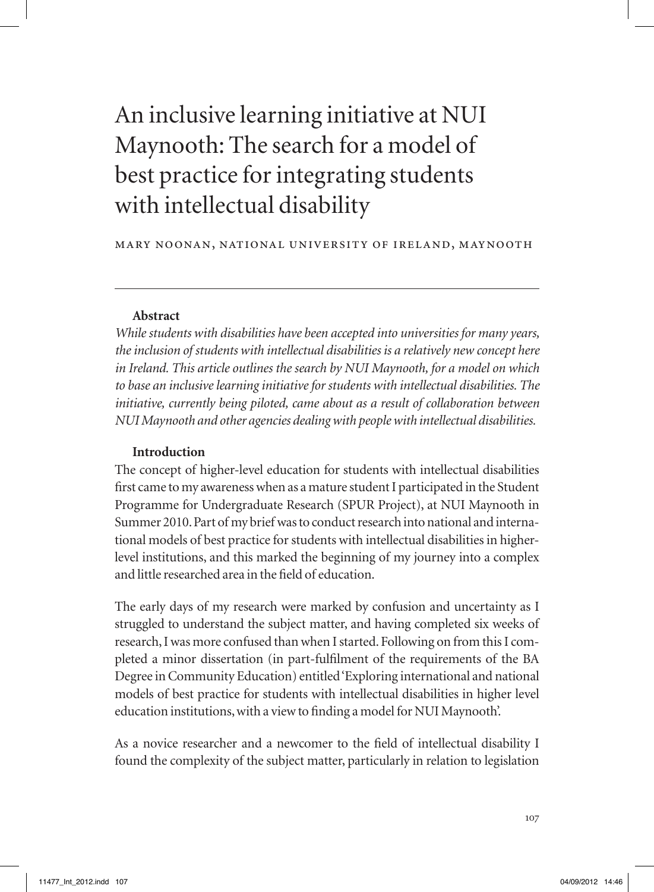# An inclusive learning initiative at NUI Maynooth: The search for a model of best practice for integrating students with intellectual disability

MARY NOONAN, NATIONAL UNIVERSITY OF IRELAND, MAYNOOTH

---

## Abstract

*While students with disabilities have been accepted into universities for many years, the inclusion of students with intellectual disabilities is a relatively new concept here in Ireland. This article outlines the search by NUI Maynooth, for a model on which to base an inclusive learning initiative for students with intellectual disabilities. The initiative, currently being piloted, came about as a result of collaboration between NUI Maynooth and other agencies dealing with people with intellectual disabilities.*

## Introduction

The concept of higher-level education for students with intellectual disabilities first came to my awareness when as a mature student I participated in the Student Programme for Undergraduate Research (SPUR Project), at NUI Maynooth in Summer 2010. Part of my brief was to conduct research into national and international models of best practice for students with intellectual disabilities in higher-level institutions, and this marked the beginning of my journey into a complex and little researched area in the field of education.

The early days of my research were marked by confusion and uncertainty as I struggled to understand the subject matter, and having completed six weeks of research, I was more confused than when I started. Following on from this I completed a minor dissertation (in part-fulfilment of the requirements of the BA Degree in Community Education) entitled 'Exploring international and national models of best practice for students with intellectual disabilities in higher level education institutions, with a view to finding a model for NUI Maynooth'.

As a novice researcher and a newcomer to the field of intellectual disability I found the complexity of the subject matter, particularly in relation to legislation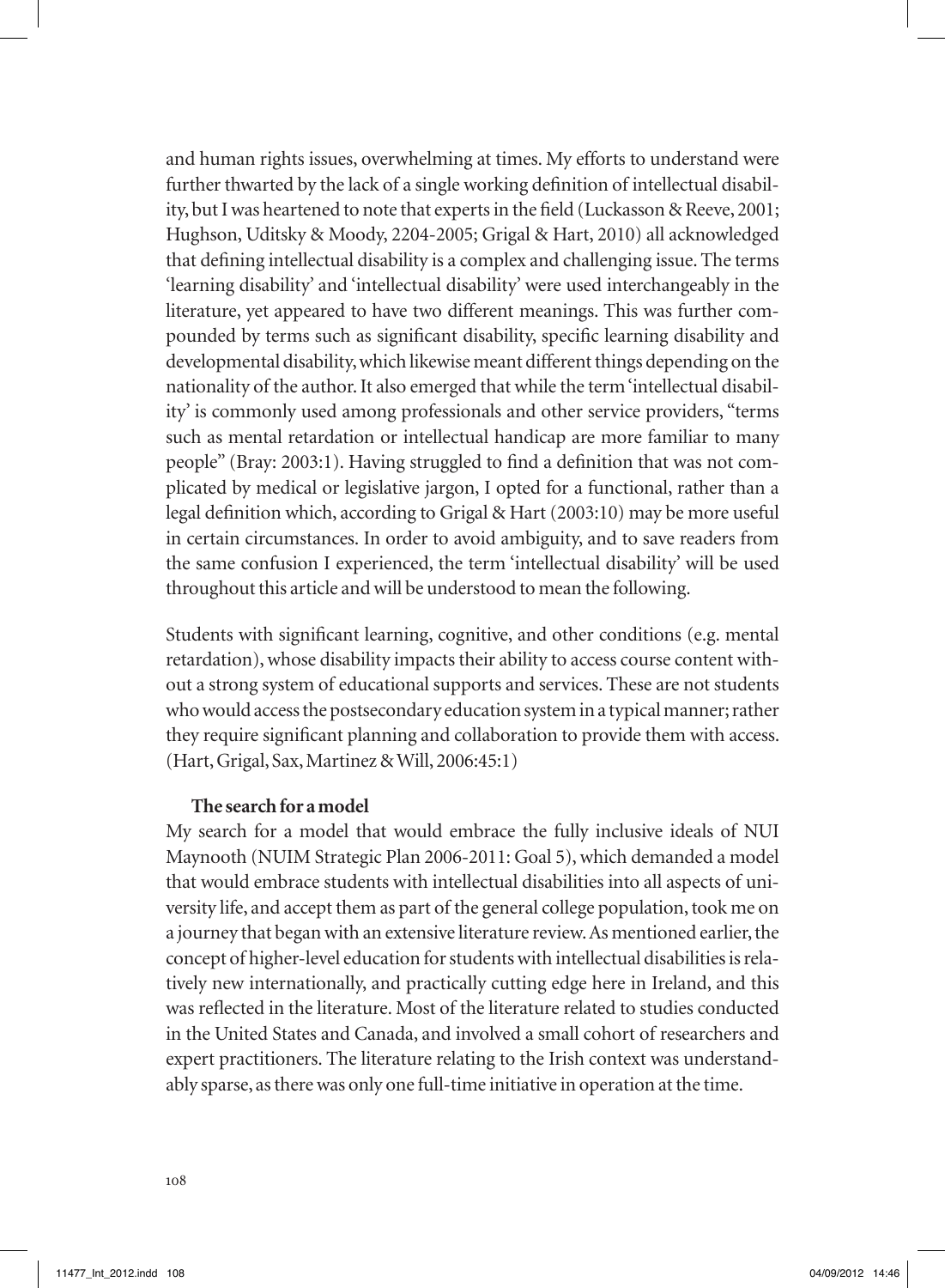and human rights issues, overwhelming at times. My efforts to understand were further thwarted by the lack of a single working definition of intellectual disability, but I was heartened to note that experts in the field (Luckasson & Reeve, 2001; Hughson, Uditsky & Moody, 2204-2005; Grigal & Hart, 2010) all acknowledged that defining intellectual disability is a complex and challenging issue. The terms 'learning disability' and 'intellectual disability' were used interchangeably in the literature, yet appeared to have two different meanings. This was further compounded by terms such as significant disability, specific learning disability and developmental disability, which likewise meant different things depending on the nationality of the author. It also emerged that while the term 'intellectual disability' is commonly used among professionals and other service providers, "terms such as mental retardation or intellectual handicap are more familiar to many people" (Bray: 2003:1). Having struggled to find a definition that was not complicated by medical or legislative jargon, I opted for a functional, rather than a legal definition which, according to Grigal & Hart (2003:10) may be more useful in certain circumstances. In order to avoid ambiguity, and to save readers from the same confusion I experienced, the term 'intellectual disability' will be used throughout this article and will be understood to mean the following.

Students with significant learning, cognitive, and other conditions (e.g. mental retardation), whose disability impacts their ability to access course content without a strong system of educational supports and services. These are not students who would access the postsecondary education system in a typical manner; rather they require significant planning and collaboration to provide them with access. (Hart, Grigal, Sax, Martinez & Will, 2006:45:1)

### The search for a model

My search for a model that would embrace the fully inclusive ideals of NUI Maynooth (NUIM Strategic Plan 2006-2011: Goal 5), which demanded a model that would embrace students with intellectual disabilities into all aspects of university life, and accept them as part of the general college population, took me on a journey that began with an extensive literature review. As mentioned earlier, the concept of higher-level education for students with intellectual disabilities is relatively new internationally, and practically cutting edge here in Ireland, and this was reflected in the literature. Most of the literature related to studies conducted in the United States and Canada, and involved a small cohort of researchers and expert practitioners. The literature relating to the Irish context was understandably sparse, as there was only one full-time initiative in operation at the time.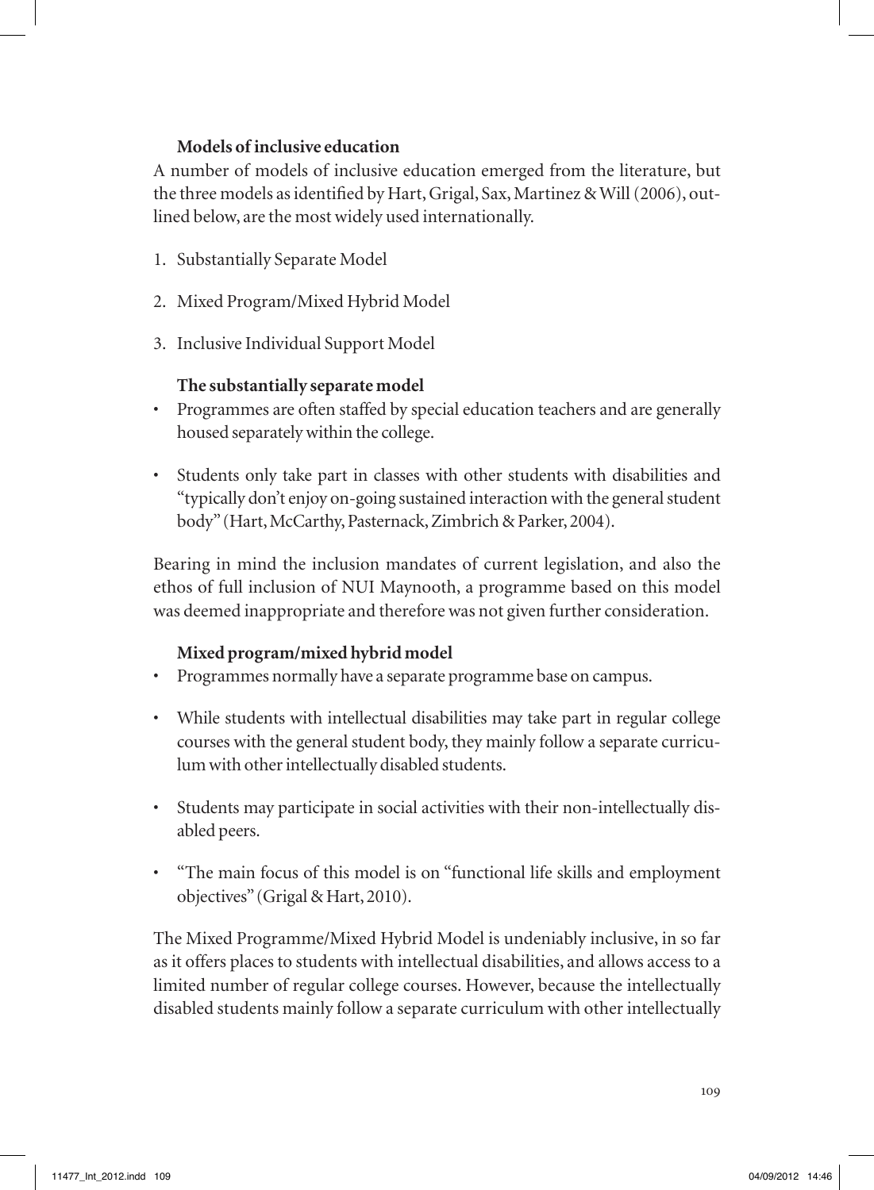### Models of inclusive education

A number of models of inclusive education emerged from the literature, but the three models as identified by Hart, Grigal, Sax, Martinez & Will (2006), outlined below, are the most widely used internationally.

1. Substantially Separate Model
2. Mixed Program/Mixed Hybrid Model
3. Inclusive Individual Support Model

### The substantially separate model

- Programmes are often staffed by special education teachers and are generally housed separately within the college.
- Students only take part in classes with other students with disabilities and "typically don't enjoy on-going sustained interaction with the general student body" (Hart, McCarthy, Pasternack, Zimbrich & Parker, 2004).

Bearing in mind the inclusion mandates of current legislation, and also the ethos of full inclusion of NUI Maynooth, a programme based on this model was deemed inappropriate and therefore was not given further consideration.

### Mixed program/mixed hybrid model

- Programmes normally have a separate programme base on campus.
- While students with intellectual disabilities may take part in regular college courses with the general student body, they mainly follow a separate curriculum with other intellectually disabled students.
- Students may participate in social activities with their non-intellectually disabled peers.
- "The main focus of this model is on "functional life skills and employment objectives" (Grigal & Hart, 2010).

The Mixed Programme/Mixed Hybrid Model is undeniably inclusive, in so far as it offers places to students with intellectual disabilities, and allows access to a limited number of regular college courses. However, because the intellectually disabled students mainly follow a separate curriculum with other intellectually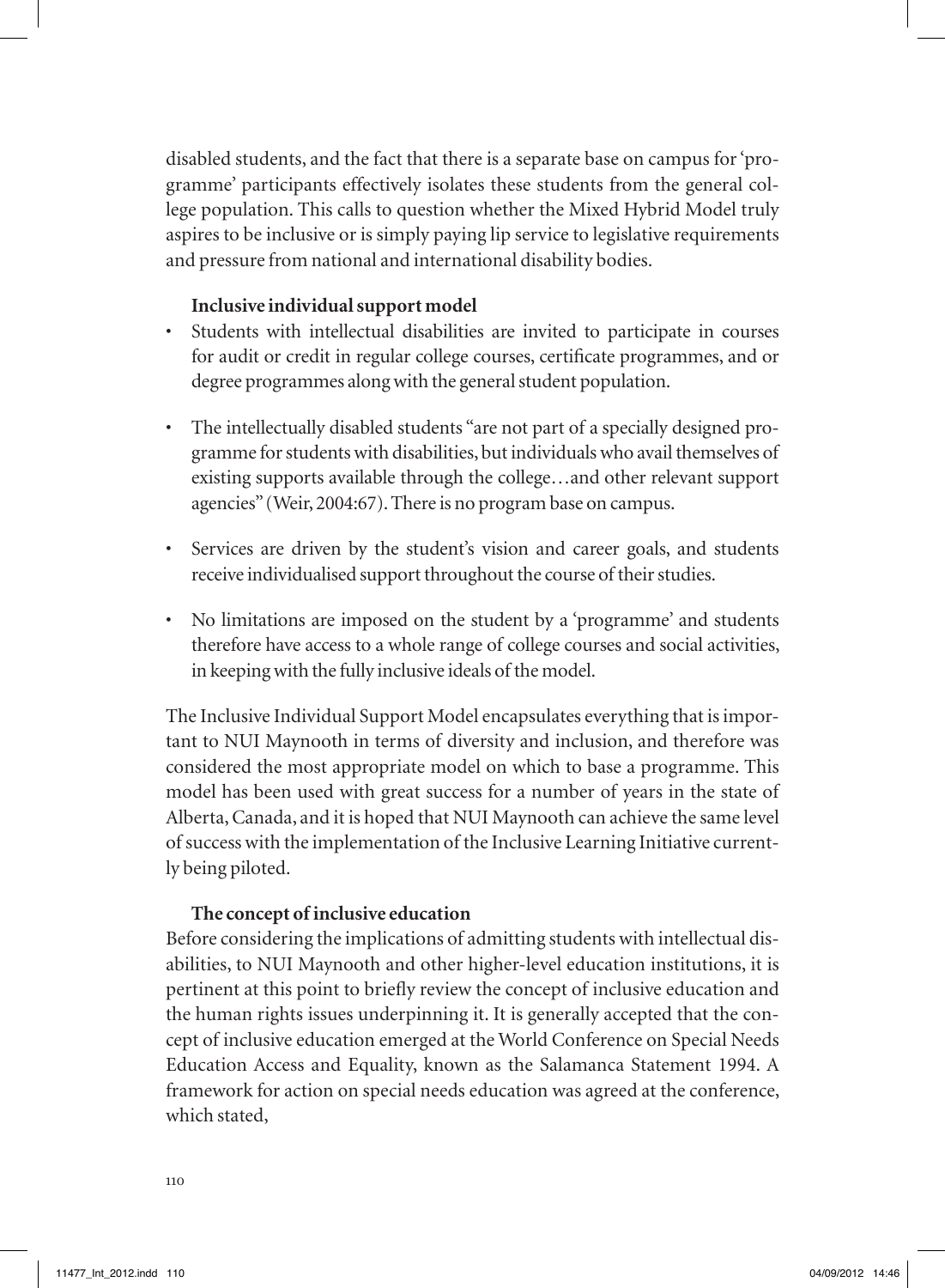disabled students, and the fact that there is a separate base on campus for 'programme' participants effectively isolates these students from the general college population. This calls to question whether the Mixed Hybrid Model truly aspires to be inclusive or is simply paying lip service to legislative requirements and pressure from national and international disability bodies.

### Inclusive individual support model

- Students with intellectual disabilities are invited to participate in courses for audit or credit in regular college courses, certificate programmes, and or degree programmes along with the general student population.
- The intellectually disabled students "are not part of a specially designed programme for students with disabilities, but individuals who avail themselves of existing supports available through the college…and other relevant support agencies" (Weir, 2004:67). There is no program base on campus.
- Services are driven by the student's vision and career goals, and students receive individualised support throughout the course of their studies.
- No limitations are imposed on the student by a 'programme' and students therefore have access to a whole range of college courses and social activities, in keeping with the fully inclusive ideals of the model.

The Inclusive Individual Support Model encapsulates everything that is important to NUI Maynooth in terms of diversity and inclusion, and therefore was considered the most appropriate model on which to base a programme. This model has been used with great success for a number of years in the state of Alberta, Canada, and it is hoped that NUI Maynooth can achieve the same level of success with the implementation of the Inclusive Learning Initiative currently being piloted.

### The concept of inclusive education

Before considering the implications of admitting students with intellectual disabilities, to NUI Maynooth and other higher-level education institutions, it is pertinent at this point to briefly review the concept of inclusive education and the human rights issues underpinning it. It is generally accepted that the concept of inclusive education emerged at the World Conference on Special Needs Education Access and Equality, known as the Salamanca Statement 1994. A framework for action on special needs education was agreed at the conference, which stated,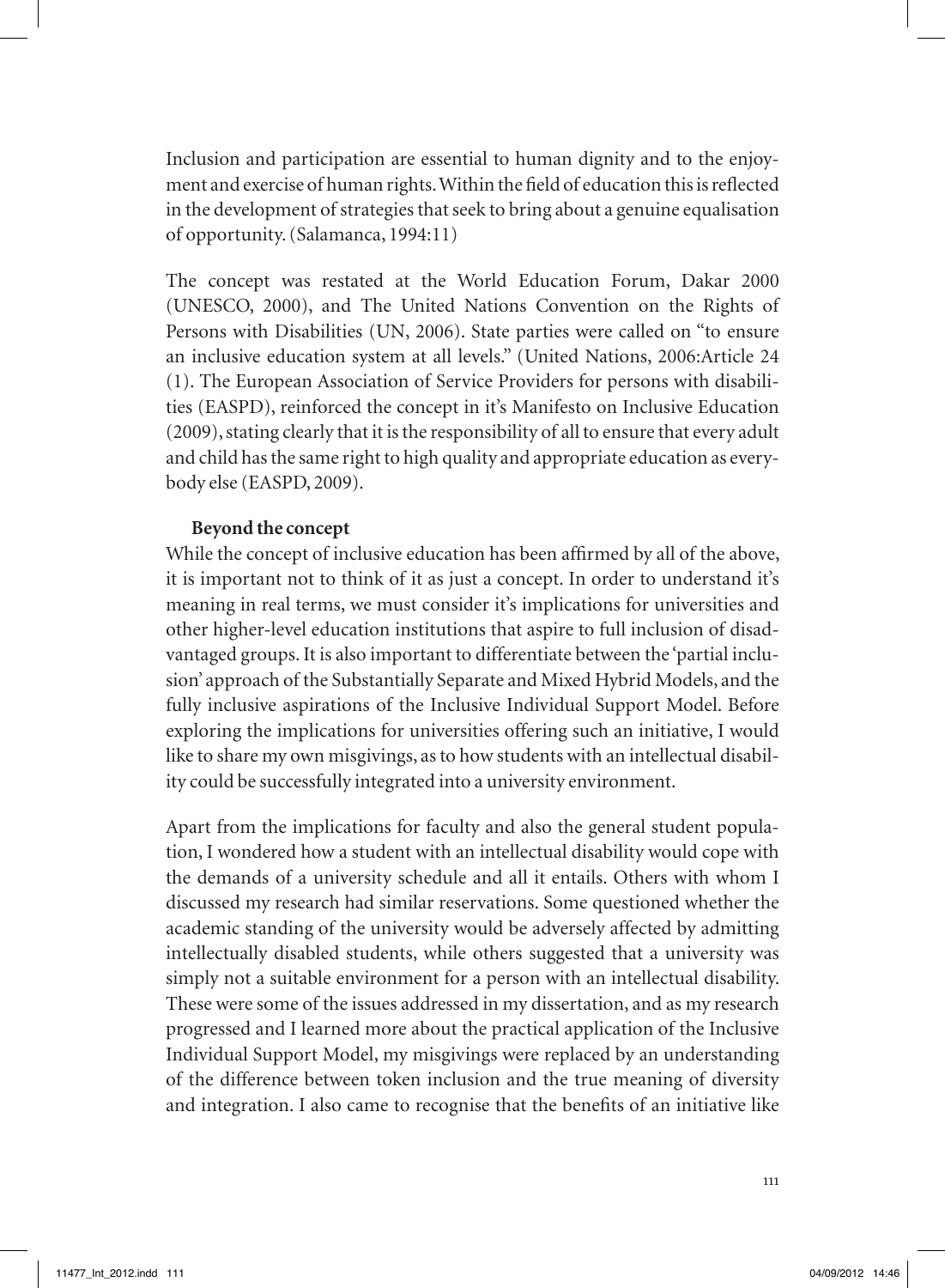Inclusion and participation are essential to human dignity and to the enjoyment and exercise of human rights. Within the field of education this is reflected in the development of strategies that seek to bring about a genuine equalisation of opportunity. (Salamanca, 1994:11)

The concept was restated at the World Education Forum, Dakar 2000 (UNESCO, 2000), and The United Nations Convention on the Rights of Persons with Disabilities (UN, 2006). State parties were called on "to ensure an inclusive education system at all levels." (United Nations, 2006:Article 24 (1). The European Association of Service Providers for persons with disabilities (EASPD), reinforced the concept in it's Manifesto on Inclusive Education (2009), stating clearly that it is the responsibility of all to ensure that every adult and child has the same right to high quality and appropriate education as everybody else (EASPD, 2009).

**Beyond the concept**

While the concept of inclusive education has been affirmed by all of the above, it is important not to think of it as just a concept. In order to understand it's meaning in real terms, we must consider it's implications for universities and other higher-level education institutions that aspire to full inclusion of disadvantaged groups. It is also important to differentiate between the 'partial inclusion' approach of the Substantially Separate and Mixed Hybrid Models, and the fully inclusive aspirations of the Inclusive Individual Support Model. Before exploring the implications for universities offering such an initiative, I would like to share my own misgivings, as to how students with an intellectual disability could be successfully integrated into a university environment.

Apart from the implications for faculty and also the general student population, I wondered how a student with an intellectual disability would cope with the demands of a university schedule and all it entails. Others with whom I discussed my research had similar reservations. Some questioned whether the academic standing of the university would be adversely affected by admitting intellectually disabled students, while others suggested that a university was simply not a suitable environment for a person with an intellectual disability. These were some of the issues addressed in my dissertation, and as my research progressed and I learned more about the practical application of the Inclusive Individual Support Model, my misgivings were replaced by an understanding of the difference between token inclusion and the true meaning of diversity and integration. I also came to recognise that the benefits of an initiative like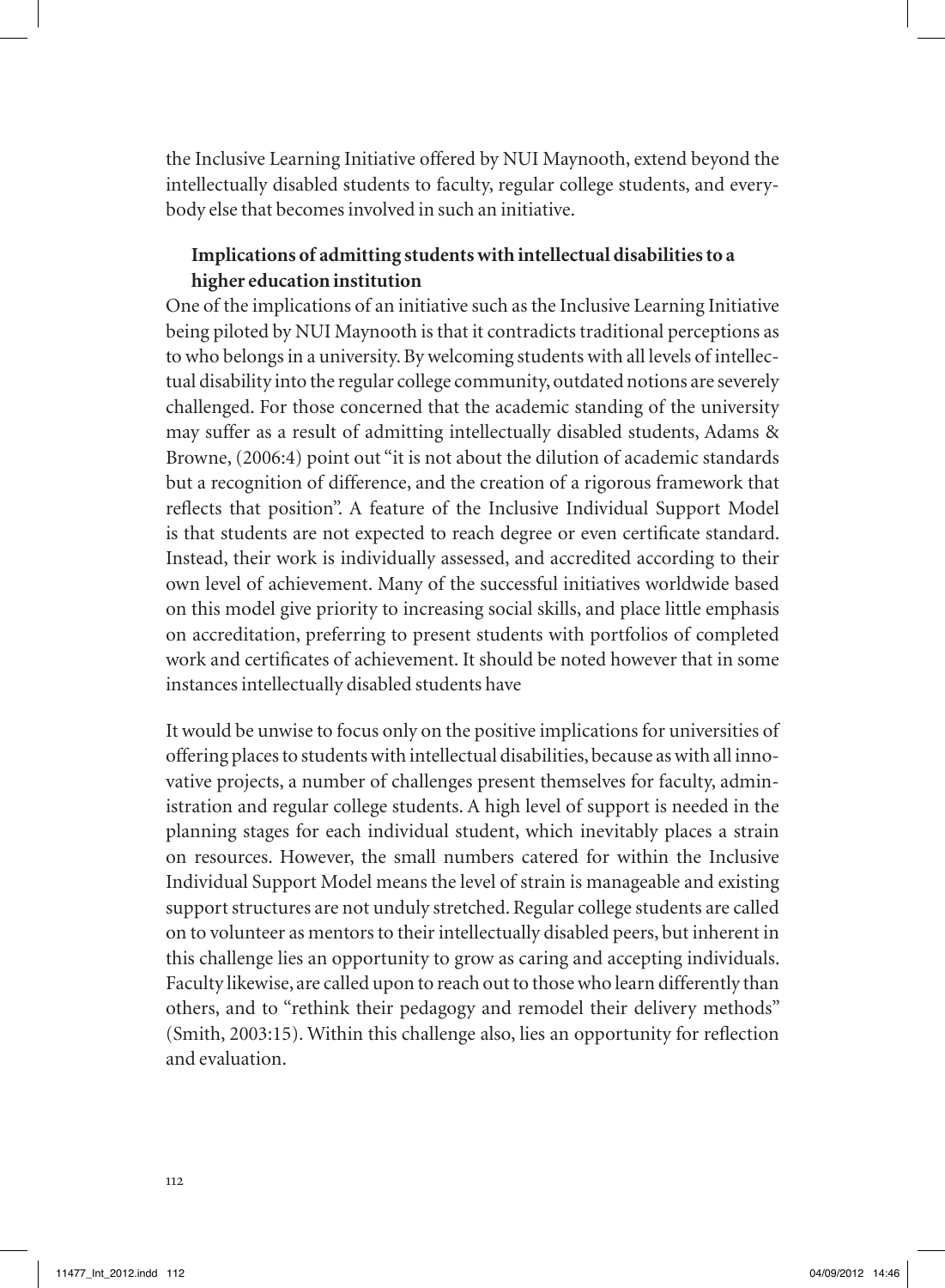the Inclusive Learning Initiative offered by NUI Maynooth, extend beyond the intellectually disabled students to faculty, regular college students, and everybody else that becomes involved in such an initiative.

## Implications of admitting students with intellectual disabilities to a higher education institution

One of the implications of an initiative such as the Inclusive Learning Initiative being piloted by NUI Maynooth is that it contradicts traditional perceptions as to who belongs in a university. By welcoming students with all levels of intellectual disability into the regular college community, outdated notions are severely challenged. For those concerned that the academic standing of the university may suffer as a result of admitting intellectually disabled students, Adams & Browne, (2006:4) point out "it is not about the dilution of academic standards but a recognition of difference, and the creation of a rigorous framework that reflects that position". A feature of the Inclusive Individual Support Model is that students are not expected to reach degree or even certificate standard. Instead, their work is individually assessed, and accredited according to their own level of achievement. Many of the successful initiatives worldwide based on this model give priority to increasing social skills, and place little emphasis on accreditation, preferring to present students with portfolios of completed work and certificates of achievement. It should be noted however that in some instances intellectually disabled students have

It would be unwise to focus only on the positive implications for universities of offering places to students with intellectual disabilities, because as with all innovative projects, a number of challenges present themselves for faculty, administration and regular college students. A high level of support is needed in the planning stages for each individual student, which inevitably places a strain on resources. However, the small numbers catered for within the Inclusive Individual Support Model means the level of strain is manageable and existing support structures are not unduly stretched. Regular college students are called on to volunteer as mentors to their intellectually disabled peers, but inherent in this challenge lies an opportunity to grow as caring and accepting individuals. Faculty likewise, are called upon to reach out to those who learn differently than others, and to "rethink their pedagogy and remodel their delivery methods" (Smith, 2003:15). Within this challenge also, lies an opportunity for reflection and evaluation.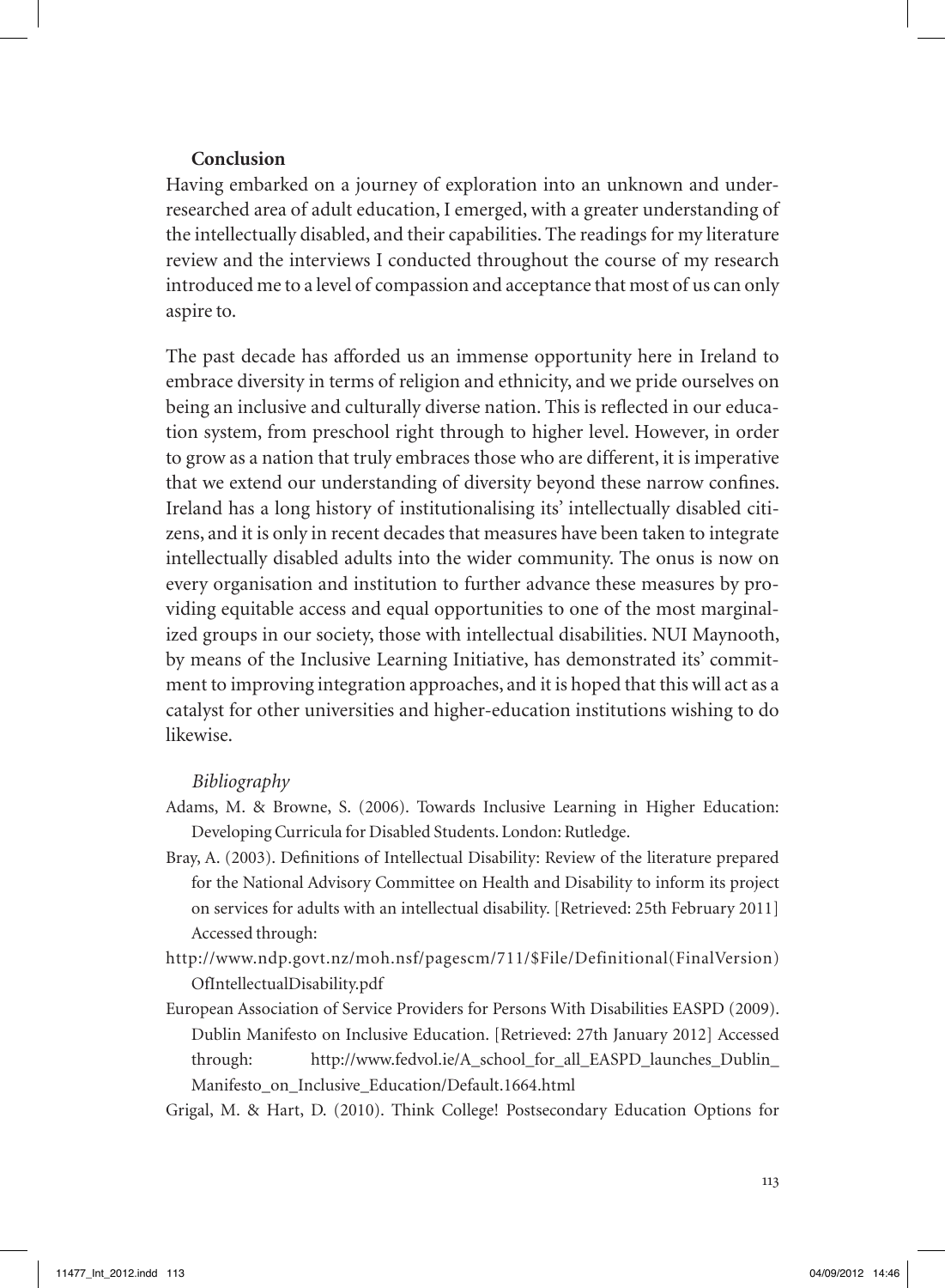## Conclusion

Having embarked on a journey of exploration into an unknown and under-researched area of adult education, I emerged, with a greater understanding of the intellectually disabled, and their capabilities. The readings for my literature review and the interviews I conducted throughout the course of my research introduced me to a level of compassion and acceptance that most of us can only aspire to.

The past decade has afforded us an immense opportunity here in Ireland to embrace diversity in terms of religion and ethnicity, and we pride ourselves on being an inclusive and culturally diverse nation. This is reflected in our education system, from preschool right through to higher level. However, in order to grow as a nation that truly embraces those who are different, it is imperative that we extend our understanding of diversity beyond these narrow confines. Ireland has a long history of institutionalising its' intellectually disabled citizens, and it is only in recent decades that measures have been taken to integrate intellectually disabled adults into the wider community. The onus is now on every organisation and institution to further advance these measures by providing equitable access and equal opportunities to one of the most marginalized groups in our society, those with intellectual disabilities. NUI Maynooth, by means of the Inclusive Learning Initiative, has demonstrated its' commitment to improving integration approaches, and it is hoped that this will act as a catalyst for other universities and higher-education institutions wishing to do likewise.

### *Bibliography*

Adams, M. & Browne, S. (2006). Towards Inclusive Learning in Higher Education: Developing Curricula for Disabled Students. London: Rutledge.

Bray, A. (2003). Definitions of Intellectual Disability: Review of the literature prepared for the National Advisory Committee on Health and Disability to inform its project on services for adults with an intellectual disability. [Retrieved: 25th February 2011] Accessed through:
http://www.ndp.govt.nz/moh.nsf/pagescm/711/$File/Definitional(FinalVersion)OfIntellectualDisability.pdf

European Association of Service Providers for Persons With Disabilities EASPD (2009). Dublin Manifesto on Inclusive Education. [Retrieved: 27th January 2012] Accessed through: http://www.fedvol.ie/A_school_for_all_EASPD_launches_Dublin_Manifesto_on_Inclusive_Education/Default.1664.html

Grigal, M. & Hart, D. (2010). Think College! Postsecondary Education Options for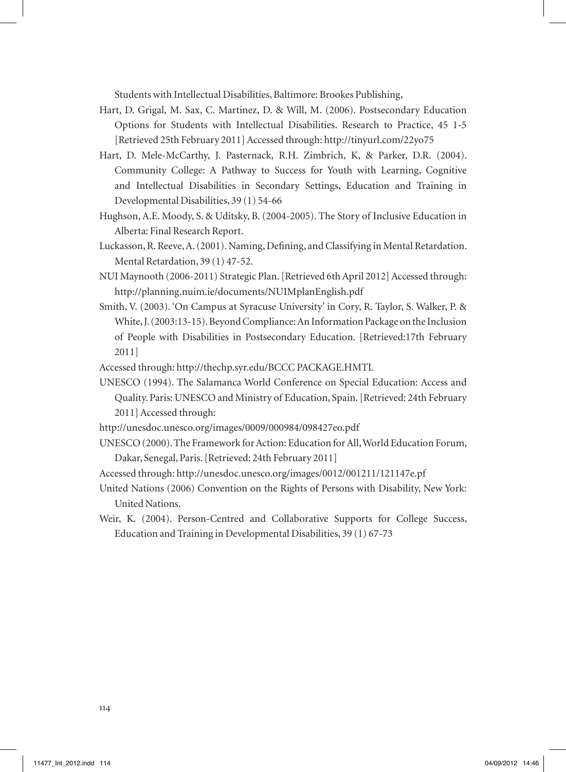Students with Intellectual Disabilities, Baltimore: Brookes Publishing,

Hart, D. Grigal, M. Sax, C. Martinez, D. & Will, M. (2006). Postsecondary Education Options for Students with Intellectual Disabilities. Research to Practice, 45 1-5 [Retrieved 25th February 2011] Accessed through: http://tinyurl.com/22yo75

Hart, D. Mele-McCarthy, J. Pasternack, R.H. Zimbrich, K, & Parker, D.R. (2004). Community College: A Pathway to Success for Youth with Learning, Cognitive and Intellectual Disabilities in Secondary Settings, Education and Training in Developmental Disabilities, 39 (1) 54-66

Hughson, A.E. Moody, S. & Uditsky, B. (2004-2005). The Story of Inclusive Education in Alberta: Final Research Report.

Luckasson, R. Reeve, A. (2001). Naming, Defining, and Classifying in Mental Retardation. Mental Retardation, 39 (1) 47-52.

NUI Maynooth (2006-2011) Strategic Plan. [Retrieved 6th April 2012] Accessed through: http://planning.nuim.ie/documents/NUIMplanEnglish.pdf

Smith, V. (2003). 'On Campus at Syracuse University' in Cory, R. Taylor, S. Walker, P. & White, J. (2003:13-15). Beyond Compliance: An Information Package on the Inclusion of People with Disabilities in Postsecondary Education. [Retrieved:17th February 2011]

Accessed through: http://thechp.syr.edu/BCCC PACKAGE.HMTL

UNESCO (1994). The Salamanca World Conference on Special Education: Access and Quality. Paris: UNESCO and Ministry of Education, Spain. [Retrieved: 24th February 2011] Accessed through:

http://unesdoc.unesco.org/images/0009/000984/098427eo.pdf

UNESCO (2000). The Framework for Action: Education for All, World Education Forum, Dakar, Senegal, Paris. [Retrieved: 24th February 2011]

Accessed through: http://unesdoc.unesco.org/images/0012/001211/121147e.pf

United Nations (2006) Convention on the Rights of Persons with Disability, New York: United Nations.

Weir, K. (2004). Person-Centred and Collaborative Supports for College Success, Education and Training in Developmental Disabilities, 39 (1) 67-73